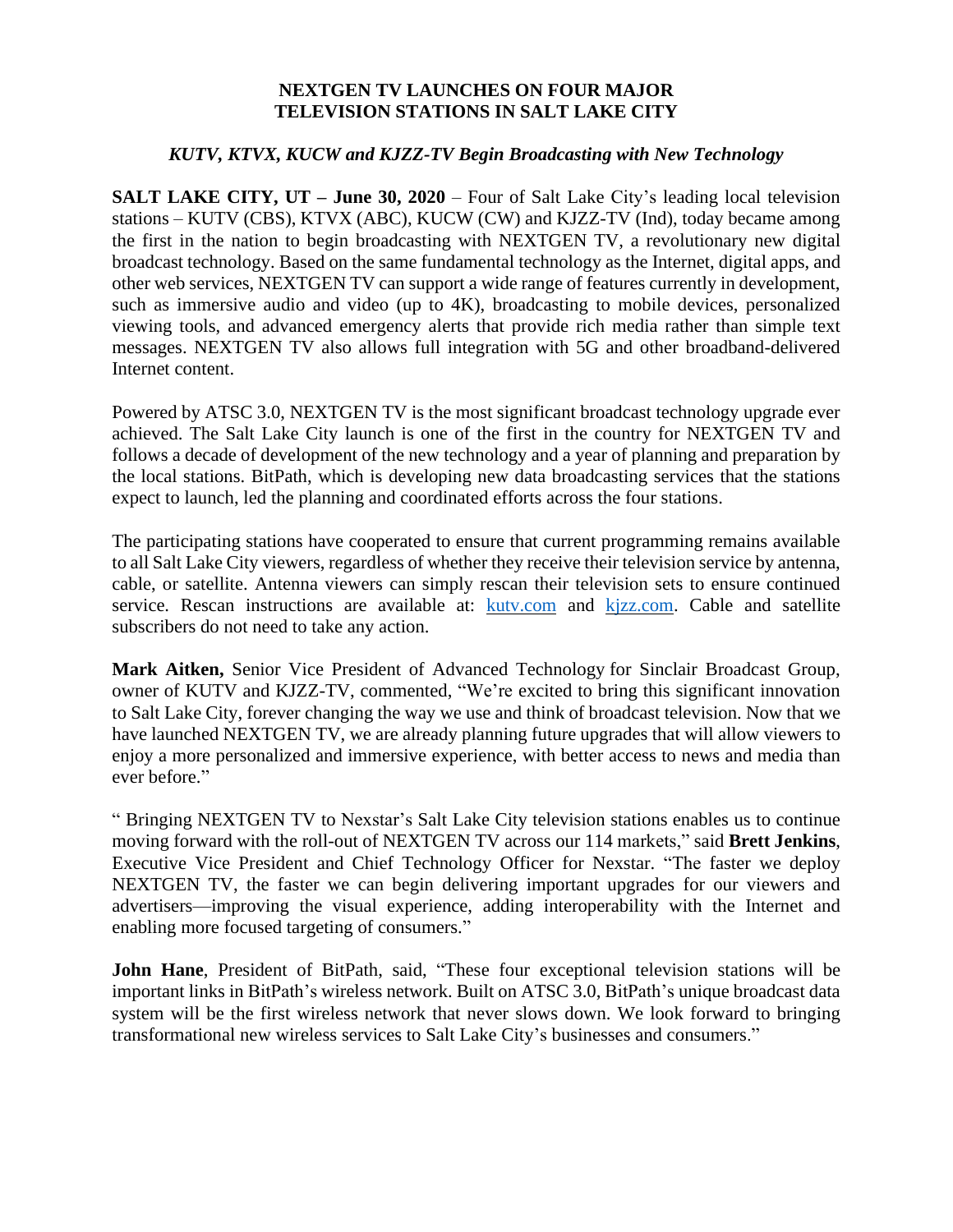# NEXTGEN TV LAUNCHES ON FOUR MAJOR TELEVISION STATIONS IN SALT LAKE CITY

*KUTV, KTVX, KUCW and KJZZ-TV Begin Broadcasting with New Technology*

**SALT LAKE CITY, UT – June 30, 2020** – Four of Salt Lake City's leading local television stations – KUTV (CBS), KTVX (ABC), KUCW (CW) and KJZZ-TV (Ind), today became among the first in the nation to begin broadcasting with NEXTGEN TV, a revolutionary new digital broadcast technology. Based on the same fundamental technology as the Internet, digital apps, and other web services, NEXTGEN TV can support a wide range of features currently in development, such as immersive audio and video (up to 4K), broadcasting to mobile devices, personalized viewing tools, and advanced emergency alerts that provide rich media rather than simple text messages. NEXTGEN TV also allows full integration with 5G and other broadband-delivered Internet content.

Powered by ATSC 3.0, NEXTGEN TV is the most significant broadcast technology upgrade ever achieved. The Salt Lake City launch is one of the first in the country for NEXTGEN TV and follows a decade of development of the new technology and a year of planning and preparation by the local stations. BitPath, which is developing new data broadcasting services that the stations expect to launch, led the planning and coordinated efforts across the four stations.

The participating stations have cooperated to ensure that current programming remains available to all Salt Lake City viewers, regardless of whether they receive their television service by antenna, cable, or satellite. Antenna viewers can simply rescan their television sets to ensure continued service. Rescan instructions are available at: [kutv.com](kutv.com) and [kjzz.com](kjzz.com). Cable and satellite subscribers do not need to take any action.

**Mark Aitken,** Senior Vice President of Advanced Technology for Sinclair Broadcast Group, owner of KUTV and KJZZ-TV, commented, "We're excited to bring this significant innovation to Salt Lake City, forever changing the way we use and think of broadcast television. Now that we have launched NEXTGEN TV, we are already planning future upgrades that will allow viewers to enjoy a more personalized and immersive experience, with better access to news and media than ever before."

" Bringing NEXTGEN TV to Nexstar's Salt Lake City television stations enables us to continue moving forward with the roll-out of NEXTGEN TV across our 114 markets," said **Brett Jenkins**, Executive Vice President and Chief Technology Officer for Nexstar. "The faster we deploy NEXTGEN TV, the faster we can begin delivering important upgrades for our viewers and advertisers—improving the visual experience, adding interoperability with the Internet and enabling more focused targeting of consumers."

**John Hane**, President of BitPath, said, "These four exceptional television stations will be important links in BitPath's wireless network. Built on ATSC 3.0, BitPath's unique broadcast data system will be the first wireless network that never slows down. We look forward to bringing transformational new wireless services to Salt Lake City's businesses and consumers."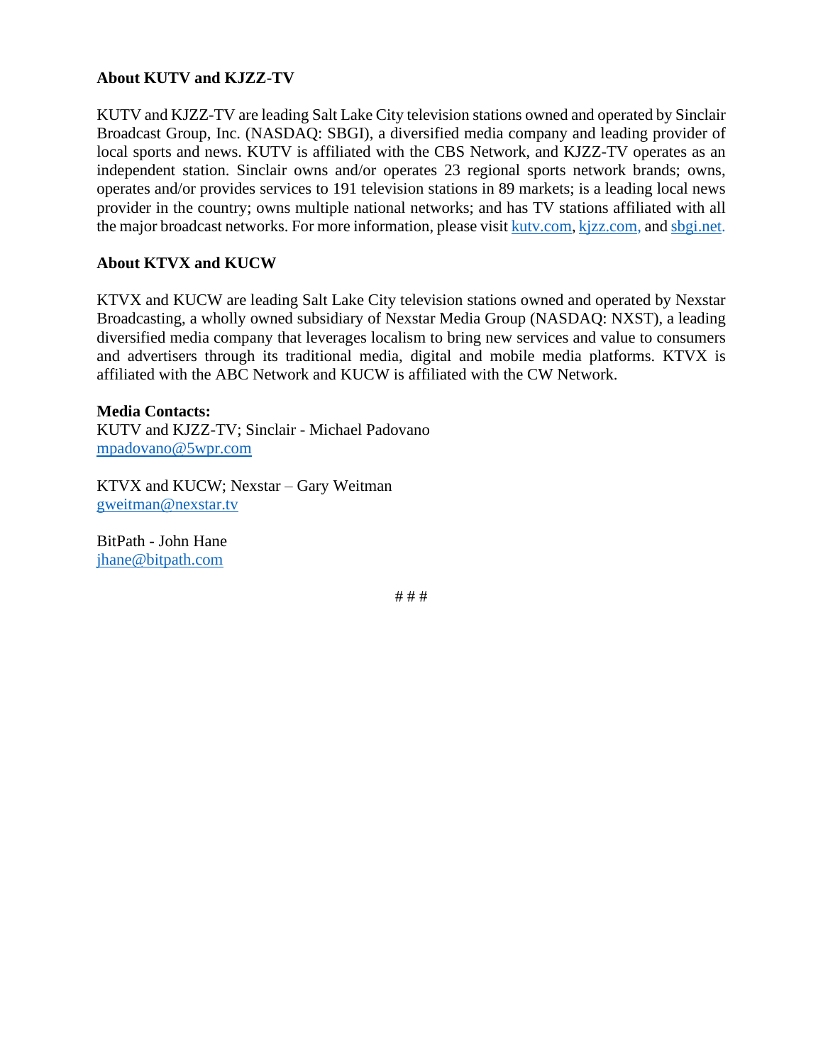**About KUTV and KJZZ-TV**

KUTV and KJZZ-TV are leading Salt Lake City television stations owned and operated by Sinclair Broadcast Group, Inc. (NASDAQ: SBGI), a diversified media company and leading provider of local sports and news. KUTV is affiliated with the CBS Network, and KJZZ-TV operates as an independent station. Sinclair owns and/or operates 23 regional sports network brands; owns, operates and/or provides services to 191 television stations in 89 markets; is a leading local news provider in the country; owns multiple national networks; and has TV stations affiliated with all the major broadcast networks. For more information, please visit kutv.com, kjzz.com, and sbgi.net.

**About KTVX and KUCW**

KTVX and KUCW are leading Salt Lake City television stations owned and operated by Nexstar Broadcasting, a wholly owned subsidiary of Nexstar Media Group (NASDAQ: NXST), a leading diversified media company that leverages localism to bring new services and value to consumers and advertisers through its traditional media, digital and mobile media platforms. KTVX is affiliated with the ABC Network and KUCW is affiliated with the CW Network.

**Media Contacts:**
KUTV and KJZZ-TV; Sinclair - Michael Padovano
mpadovano@5wpr.com

KTVX and KUCW; Nexstar – Gary Weitman
gweitman@nexstar.tv

BitPath - John Hane
jhane@bitpath.com

# # #